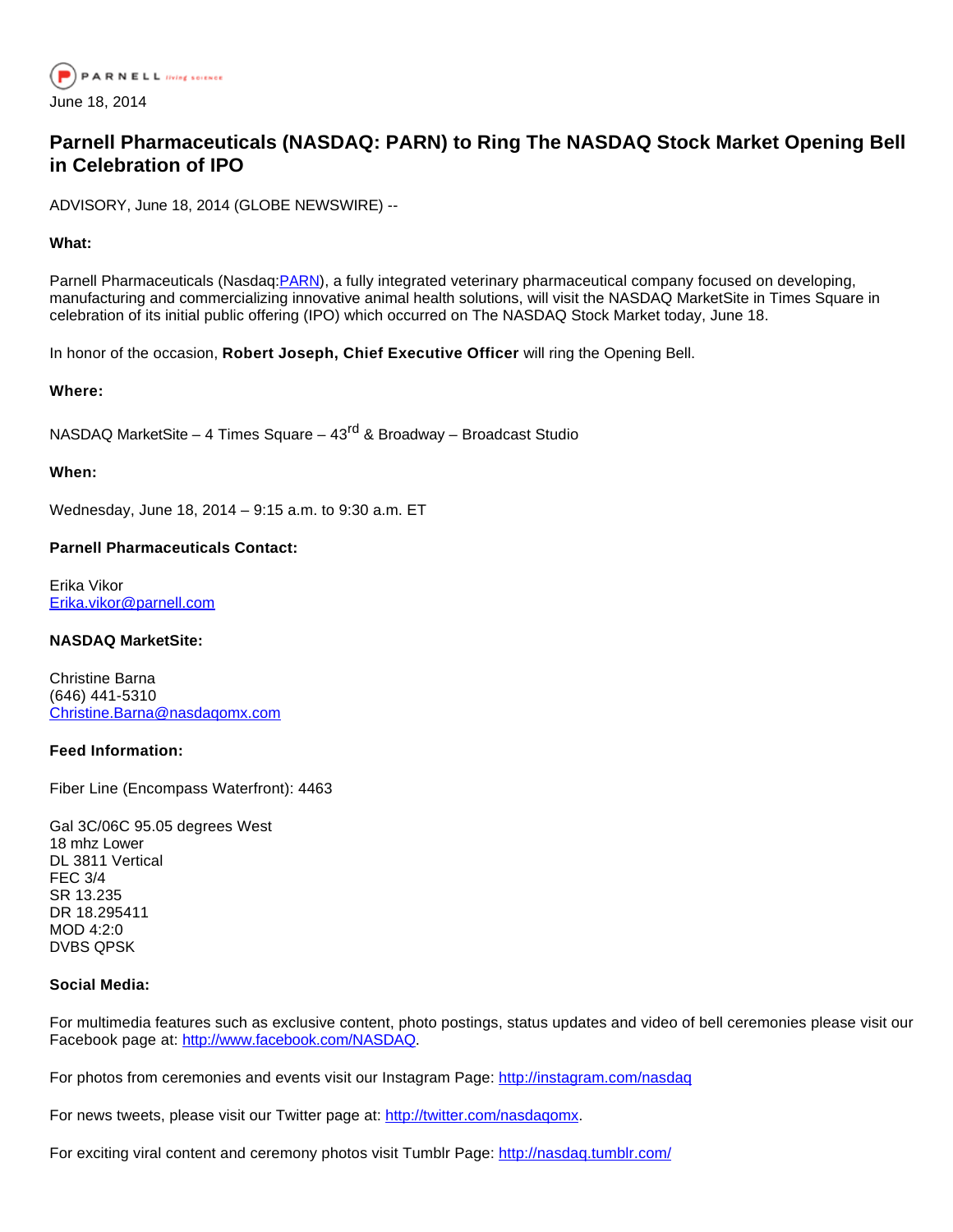PARNELL living science

June 18, 2014

# Parnell Pharmaceuticals (NASDAQ: PARN) to Ring The NASDAQ Stock Market Opening Bell in Celebration of IPO

ADVISORY, June 18, 2014 (GLOBE NEWSWIRE) --

**What:**

Parnell Pharmaceuticals (Nasdaq:PARN), a fully integrated veterinary pharmaceutical company focused on developing, manufacturing and commercializing innovative animal health solutions, will visit the NASDAQ MarketSite in Times Square in celebration of its initial public offering (IPO) which occurred on The NASDAQ Stock Market today, June 18.

In honor of the occasion, **Robert Joseph, Chief Executive Officer** will ring the Opening Bell.

**Where:**

NASDAQ MarketSite – 4 Times Square – 43rd & Broadway – Broadcast Studio

**When:**

Wednesday, June 18, 2014 – 9:15 a.m. to 9:30 a.m. ET

**Parnell Pharmaceuticals Contact:**

Erika Vikor
Erika.vikor@parnell.com

**NASDAQ MarketSite:**

Christine Barna
(646) 441-5310
Christine.Barna@nasdaqomx.com

**Feed Information:**

Fiber Line (Encompass Waterfront): 4463

Gal 3C/06C 95.05 degrees West
18 mhz Lower
DL 3811 Vertical
FEC 3/4
SR 13.235
DR 18.295411
MOD 4:2:0
DVBS QPSK

**Social Media:**

For multimedia features such as exclusive content, photo postings, status updates and video of bell ceremonies please visit our Facebook page at: http://www.facebook.com/NASDAQ.

For photos from ceremonies and events visit our Instagram Page: http://instagram.com/nasdaq

For news tweets, please visit our Twitter page at: http://twitter.com/nasdaqomx.

For exciting viral content and ceremony photos visit Tumblr Page: http://nasdaq.tumblr.com/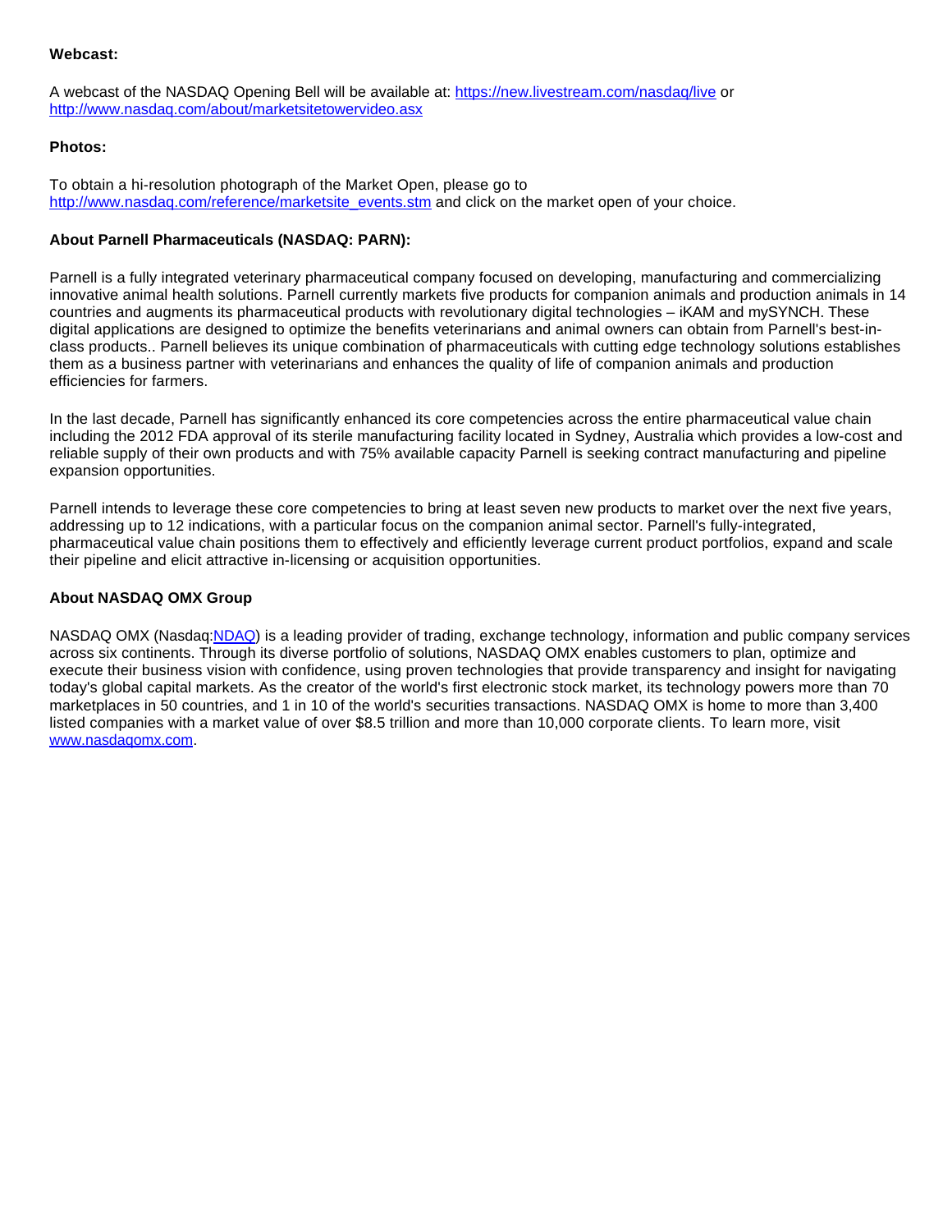**Webcast:**

A webcast of the NASDAQ Opening Bell will be available at: https://new.livestream.com/nasdaq/live or http://www.nasdaq.com/about/marketsitetowervideo.asx

**Photos:**

To obtain a hi-resolution photograph of the Market Open, please go to http://www.nasdaq.com/reference/marketsite_events.stm and click on the market open of your choice.

**About Parnell Pharmaceuticals (NASDAQ: PARN):**

Parnell is a fully integrated veterinary pharmaceutical company focused on developing, manufacturing and commercializing innovative animal health solutions. Parnell currently markets five products for companion animals and production animals in 14 countries and augments its pharmaceutical products with revolutionary digital technologies – iKAM and mySYNCH. These digital applications are designed to optimize the benefits veterinarians and animal owners can obtain from Parnell's best-in-class products.. Parnell believes its unique combination of pharmaceuticals with cutting edge technology solutions establishes them as a business partner with veterinarians and enhances the quality of life of companion animals and production efficiencies for farmers.

In the last decade, Parnell has significantly enhanced its core competencies across the entire pharmaceutical value chain including the 2012 FDA approval of its sterile manufacturing facility located in Sydney, Australia which provides a low-cost and reliable supply of their own products and with 75% available capacity Parnell is seeking contract manufacturing and pipeline expansion opportunities.

Parnell intends to leverage these core competencies to bring at least seven new products to market over the next five years, addressing up to 12 indications, with a particular focus on the companion animal sector. Parnell's fully-integrated, pharmaceutical value chain positions them to effectively and efficiently leverage current product portfolios, expand and scale their pipeline and elicit attractive in-licensing or acquisition opportunities.

**About NASDAQ OMX Group**

NASDAQ OMX (Nasdaq:NDAQ) is a leading provider of trading, exchange technology, information and public company services across six continents. Through its diverse portfolio of solutions, NASDAQ OMX enables customers to plan, optimize and execute their business vision with confidence, using proven technologies that provide transparency and insight for navigating today's global capital markets. As the creator of the world's first electronic stock market, its technology powers more than 70 marketplaces in 50 countries, and 1 in 10 of the world's securities transactions. NASDAQ OMX is home to more than 3,400 listed companies with a market value of over $8.5 trillion and more than 10,000 corporate clients. To learn more, visit www.nasdaqomx.com.